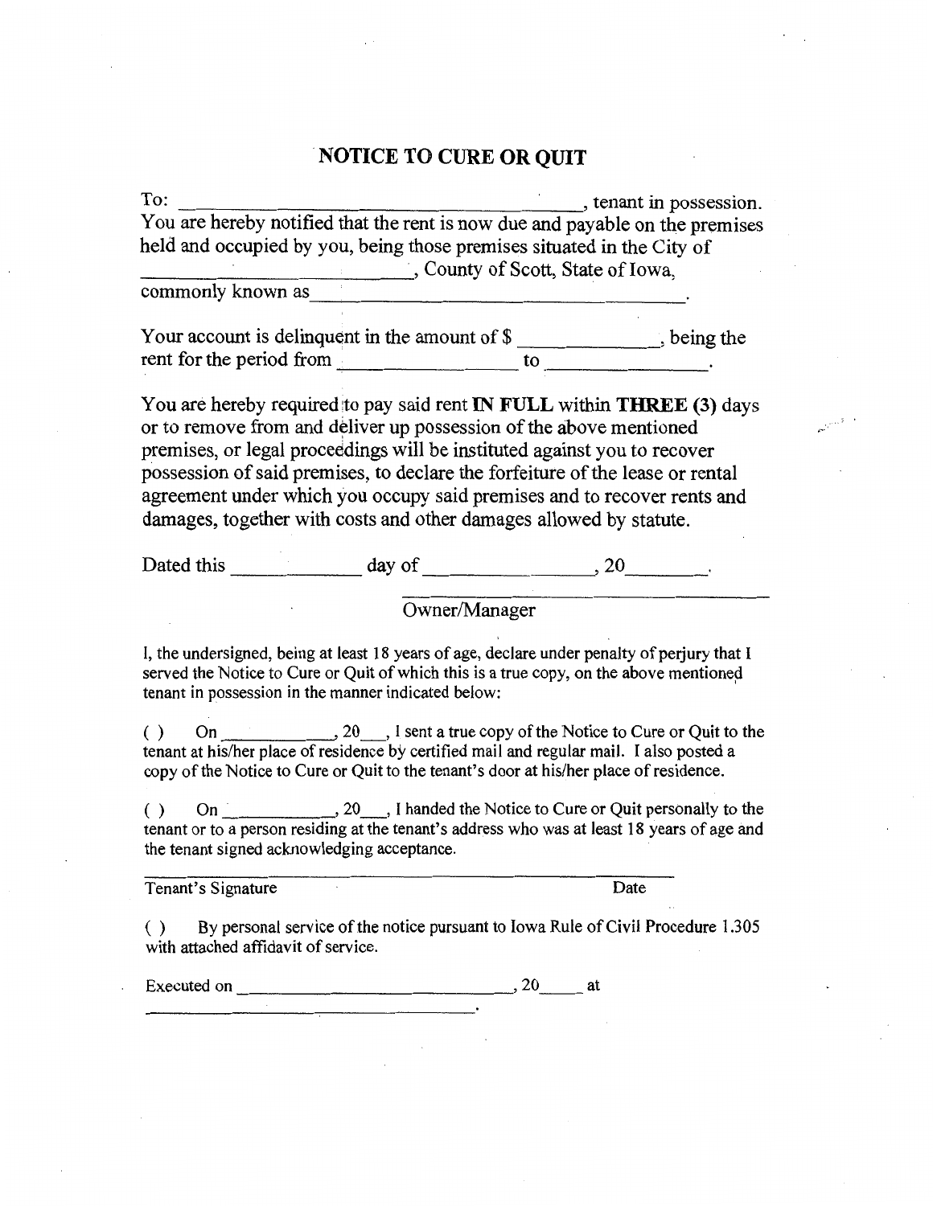# NOTICE TO CURE OR QUIT

To: ________________________________________, tenant in possession.
You are hereby notified that the rent is now due and payable on the premises held and occupied by you, being those premises situated in the City of ___________________________, County of Scott, State of Iowa, commonly known as ____________________________________.

Your account is delinquent in the amount of $ ______________, being the rent for the period from ________________ to ________________.

You are hereby required to pay said rent **IN FULL** within **THREE (3)** days or to remove from and deliver up possession of the above mentioned premises, or legal proceedings will be instituted against you to recover possession of said premises, to declare the forfeiture of the lease or rental agreement under which you occupy said premises and to recover rents and damages, together with costs and other damages allowed by statute.

Dated this _____________ day of ________________, 20________.

____________________________________
Owner/Manager

I, the undersigned, being at least 18 years of age, declare under penalty of perjury that I served the Notice to Cure or Quit of which this is a true copy, on the above mentioned tenant in possession in the manner indicated below:

( ) On ____________, 20___, I sent a true copy of the Notice to Cure or Quit to the tenant at his/her place of residence by certified mail and regular mail. I also posted a copy of the Notice to Cure or Quit to the tenant's door at his/her place of residence.

( ) On ____________, 20___, I handed the Notice to Cure or Quit personally to the tenant or to a person residing at the tenant's address who was at least 18 years of age and the tenant signed acknowledging acceptance.

____________________________________________
Tenant's Signature Date

( ) By personal service of the notice pursuant to Iowa Rule of Civil Procedure 1.305 with attached affidavit of service.

Executed on ______________________________, 20_____ at
____________________________________.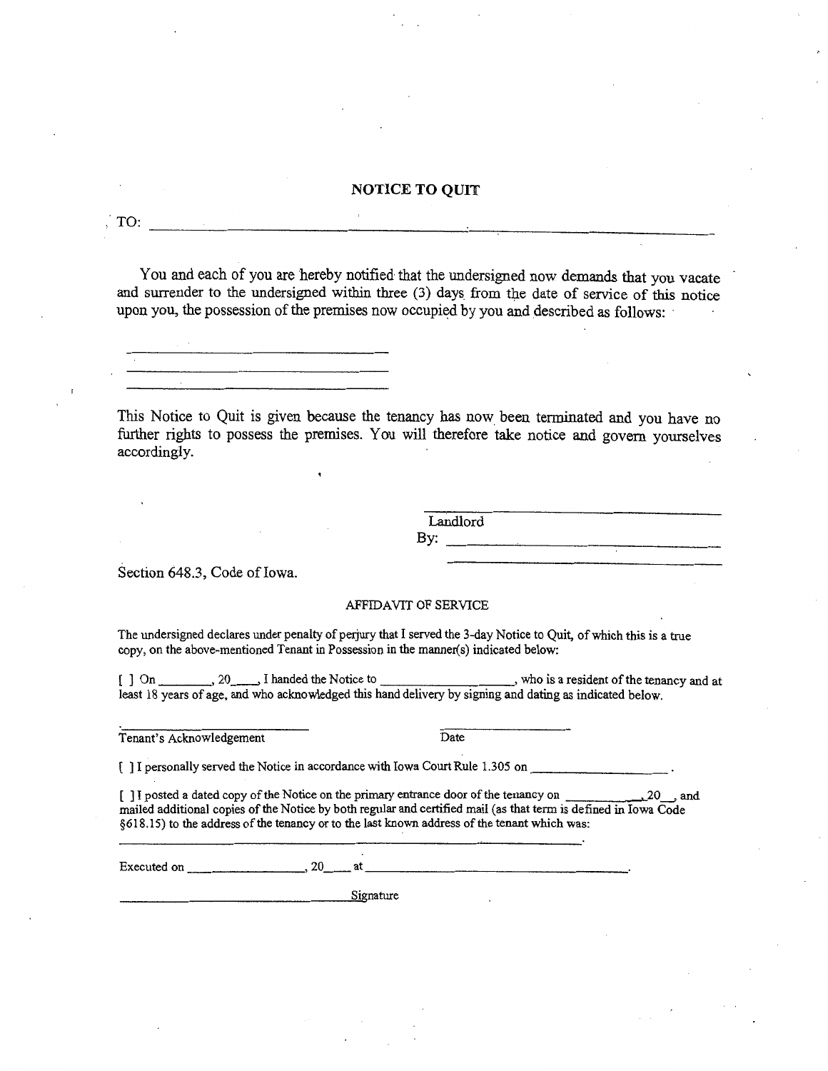# NOTICE TO QUIT

TO: ______________________________________________________________

You and each of you are hereby notified that the undersigned now demands that you vacate and surrender to the undersigned within three (3) days from the date of service of this notice upon you, the possession of the premises now occupied by you and described as follows:

______________________________
______________________________
______________________________

This Notice to Quit is given because the tenancy has now been terminated and you have no further rights to possess the premises. You will therefore take notice and govern yourselves accordingly.

______________________________
Landlord
By: ______________________________
______________________________

Section 648.3, Code of Iowa.

## AFFIDAVIT OF SERVICE

The undersigned declares under penalty of perjury that I served the 3-day Notice to Quit, of which this is a true copy, on the above-mentioned Tenant in Possession in the manner(s) indicated below:

[ ] On ________, 20____, I handed the Notice to __________________, who is a resident of the tenancy and at least 18 years of age, and who acknowledged this hand delivery by signing and dating as indicated below.

______________________________ ______________
Tenant's Acknowledgement Date

[ ] I personally served the Notice in accordance with Iowa Court Rule 1.305 on ____________________.

[ ] I posted a dated copy of the Notice on the primary entrance door of the tenancy on ____________, 20__, and mailed additional copies of the Notice by both regular and certified mail (as that term is defined in Iowa Code §618.15) to the address of the tenancy or to the last known address of the tenant which was:

______________________________________________________________.

Executed on ________________, 20____ at ______________________________________.

______________________________ Signature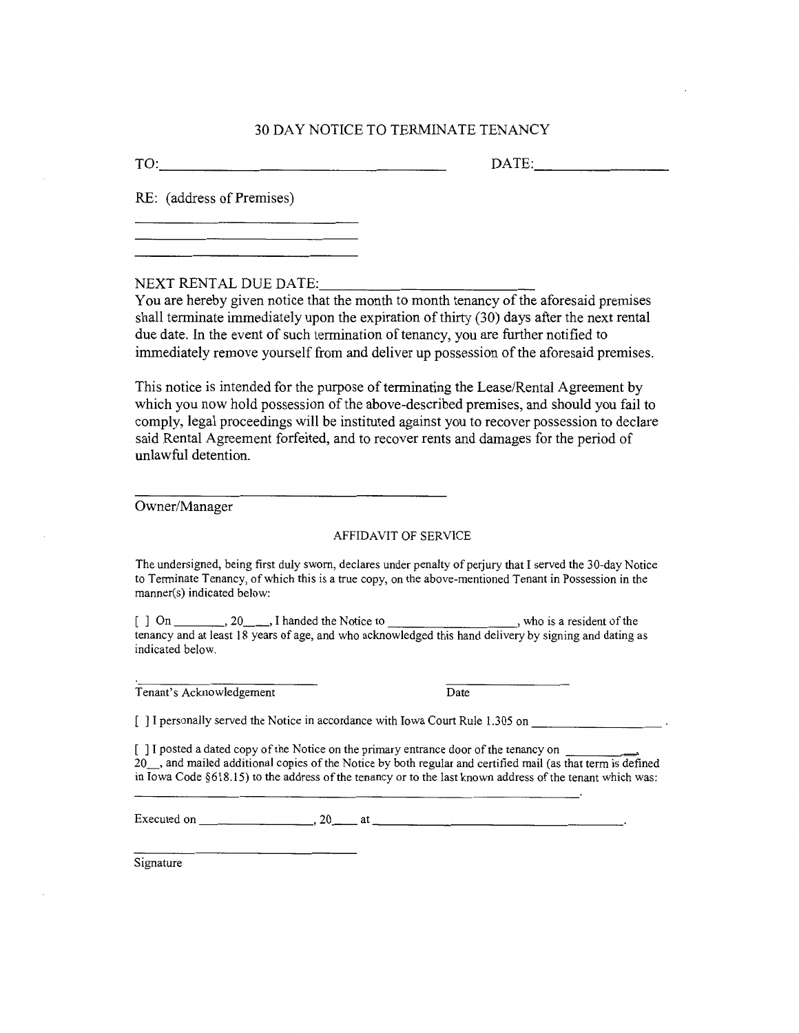# 30 DAY NOTICE TO TERMINATE TENANCY

TO:________________________________________ DATE:________________

RE: (address of Premises)

______________________________

______________________________

______________________________

NEXT RENTAL DUE DATE:______________________________

You are hereby given notice that the month to month tenancy of the aforesaid premises shall terminate immediately upon the expiration of thirty (30) days after the next rental due date. In the event of such termination of tenancy, you are further notified to immediately remove yourself from and deliver up possession of the aforesaid premises.

This notice is intended for the purpose of terminating the Lease/Rental Agreement by which you now hold possession of the above-described premises, and should you fail to comply, legal proceedings will be instituted against you to recover possession to declare said Rental Agreement forfeited, and to recover rents and damages for the period of unlawful detention.

________________________________________

Owner/Manager

## AFFIDAVIT OF SERVICE

The undersigned, being first duly sworn, declares under penalty of perjury that I served the 30-day Notice to Terminate Tenancy, of which this is a true copy, on the above-mentioned Tenant in Possession in the manner(s) indicated below:

[ ] On ________, 20____, I handed the Notice to ___________________, who is a resident of the tenancy and at least 18 years of age, and who acknowledged this hand delivery by signing and dating as indicated below.

________________________ ________________

Tenant's Acknowledgement Date

[ ] I personally served the Notice in accordance with Iowa Court Rule 1.305 on ___________________.

[ ] I posted a dated copy of the Notice on the primary entrance door of the tenancy on __________, 20__, and mailed additional copies of the Notice by both regular and certified mail (as that term is defined in Iowa Code §618.15) to the address of the tenancy or to the last known address of the tenant which was:

______________________________________________________________________.

Executed on _________________, 20____ at ________________________________________.

______________________________

Signature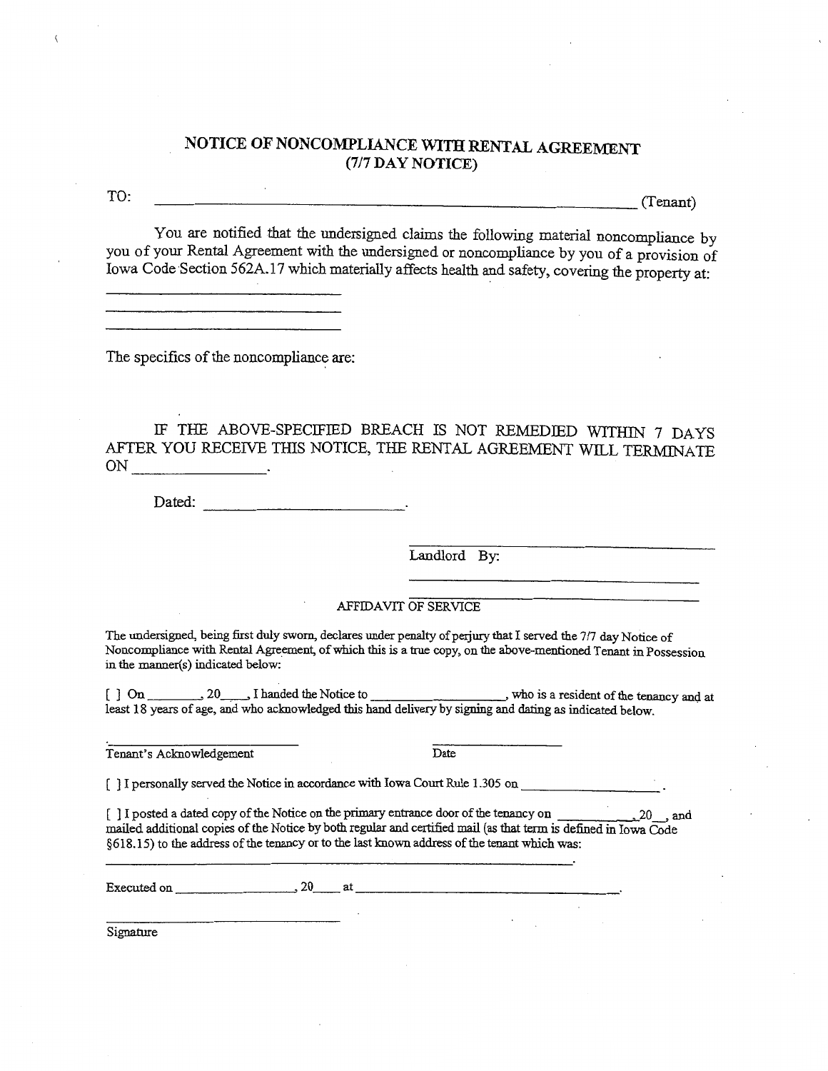# NOTICE OF NONCOMPLIANCE WITH RENTAL AGREEMENT
## (7/7 DAY NOTICE)

TO: ______________________________________________ (Tenant)

You are notified that the undersigned claims the following material noncompliance by you of your Rental Agreement with the undersigned or noncompliance by you of a provision of Iowa Code Section 562A.17 which materially affects health and safety, covering the property at:

______________________________
______________________________
______________________________

The specifics of the noncompliance are:

IF THE ABOVE-SPECIFIED BREACH IS NOT REMEDIED WITHIN 7 DAYS AFTER YOU RECEIVE THIS NOTICE, THE RENTAL AGREEMENT WILL TERMINATE ON ______________.

Dated: ______________________.

______________________________
Landlord By:
______________________________
______________________________

AFFIDAVIT OF SERVICE

The undersigned, being first duly sworn, declares under penalty of perjury that I served the 7/7 day Notice of Noncompliance with Rental Agreement, of which this is a true copy, on the above-mentioned Tenant in Possession in the manner(s) indicated below:

[ ] On ________, 20____, I handed the Notice to ____________________, who is a resident of the tenancy and at least 18 years of age, and who acknowledged this hand delivery by signing and dating as indicated below.

______________________________ ________________
Tenant's Acknowledgement Date

[ ] I personally served the Notice in accordance with Iowa Court Rule 1.305 on __________________.

[ ] I posted a dated copy of the Notice on the primary entrance door of the tenancy on __________,20__, and mailed additional copies of the Notice by both regular and certified mail (as that term is defined in Iowa Code §618.15) to the address of the tenancy or to the last known address of the tenant which was:

______________________________________________________________.

Executed on ________________, 20____ at ____________________________________.

______________________________
Signature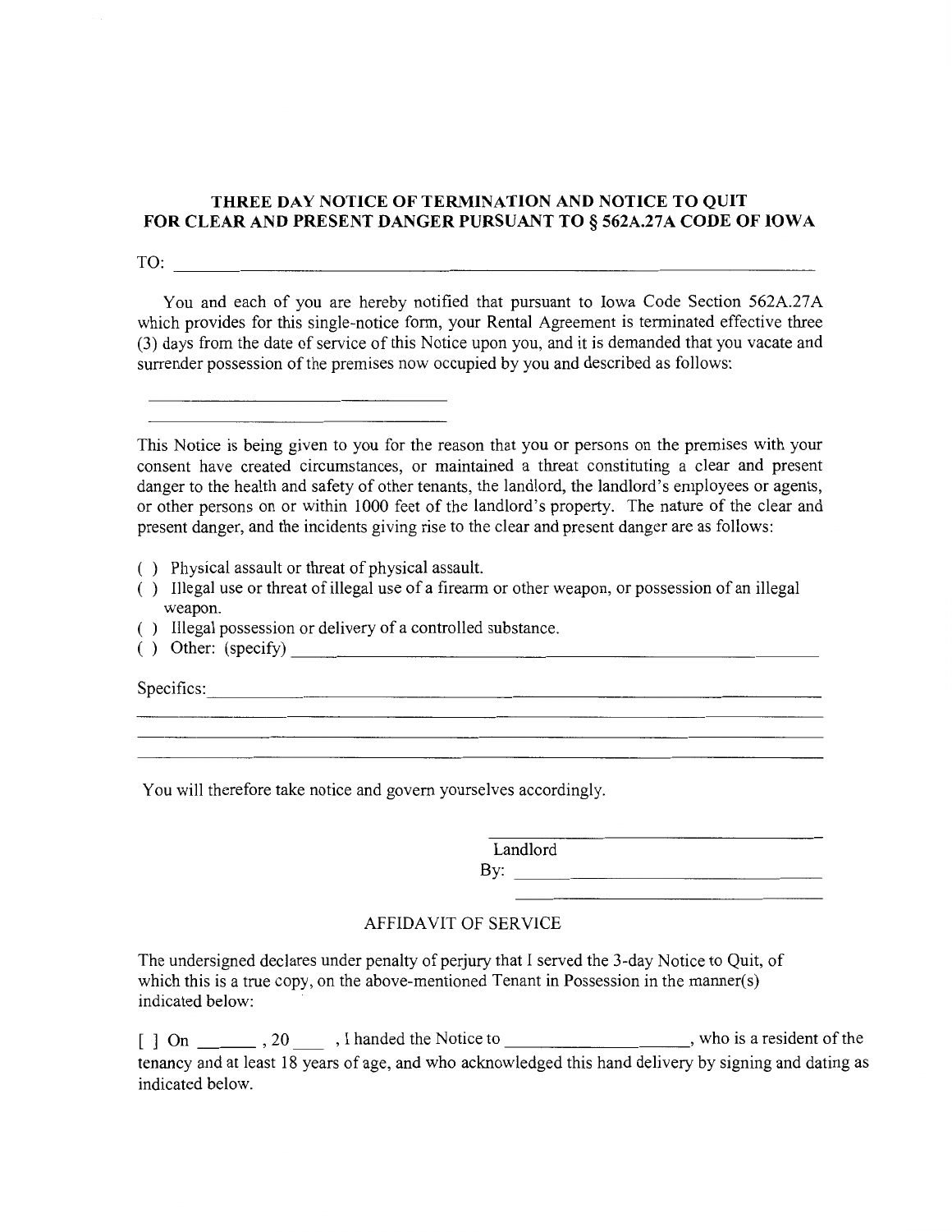**THREE DAY NOTICE OF TERMINATION AND NOTICE TO QUIT FOR CLEAR AND PRESENT DANGER PURSUANT TO § 562A.27A CODE OF IOWA**

TO: ______________________________________________________________

You and each of you are hereby notified that pursuant to Iowa Code Section 562A.27A which provides for this single-notice form, your Rental Agreement is terminated effective three (3) days from the date of service of this Notice upon you, and it is demanded that you vacate and surrender possession of the premises now occupied by you and described as follows:

______________________________

______________________________

This Notice is being given to you for the reason that you or persons on the premises with your consent have created circumstances, or maintained a threat constituting a clear and present danger to the health and safety of other tenants, the landlord, the landlord's employees or agents, or other persons on or within 1000 feet of the landlord's property. The nature of the clear and present danger, and the incidents giving rise to the clear and present danger are as follows:

( ) Physical assault or threat of physical assault.

( ) Illegal use or threat of illegal use of a firearm or other weapon, or possession of an illegal weapon.

( ) Illegal possession or delivery of a controlled substance.

( ) Other: (specify) ______________________________________________

Specifics: ______________________________________________________

____________________________________________________________

____________________________________________________________

____________________________________________________________

You will therefore take notice and govern yourselves accordingly.

______________________________
Landlord
By: ___________________________
______________________________

AFFIDAVIT OF SERVICE

The undersigned declares under penalty of perjury that I served the 3-day Notice to Quit, of which this is a true copy, on the above-mentioned Tenant in Possession in the manner(s) indicated below:

[ ] On ______ , 20 ___ , I handed the Notice to __________________, who is a resident of the tenancy and at least 18 years of age, and who acknowledged this hand delivery by signing and dating as indicated below.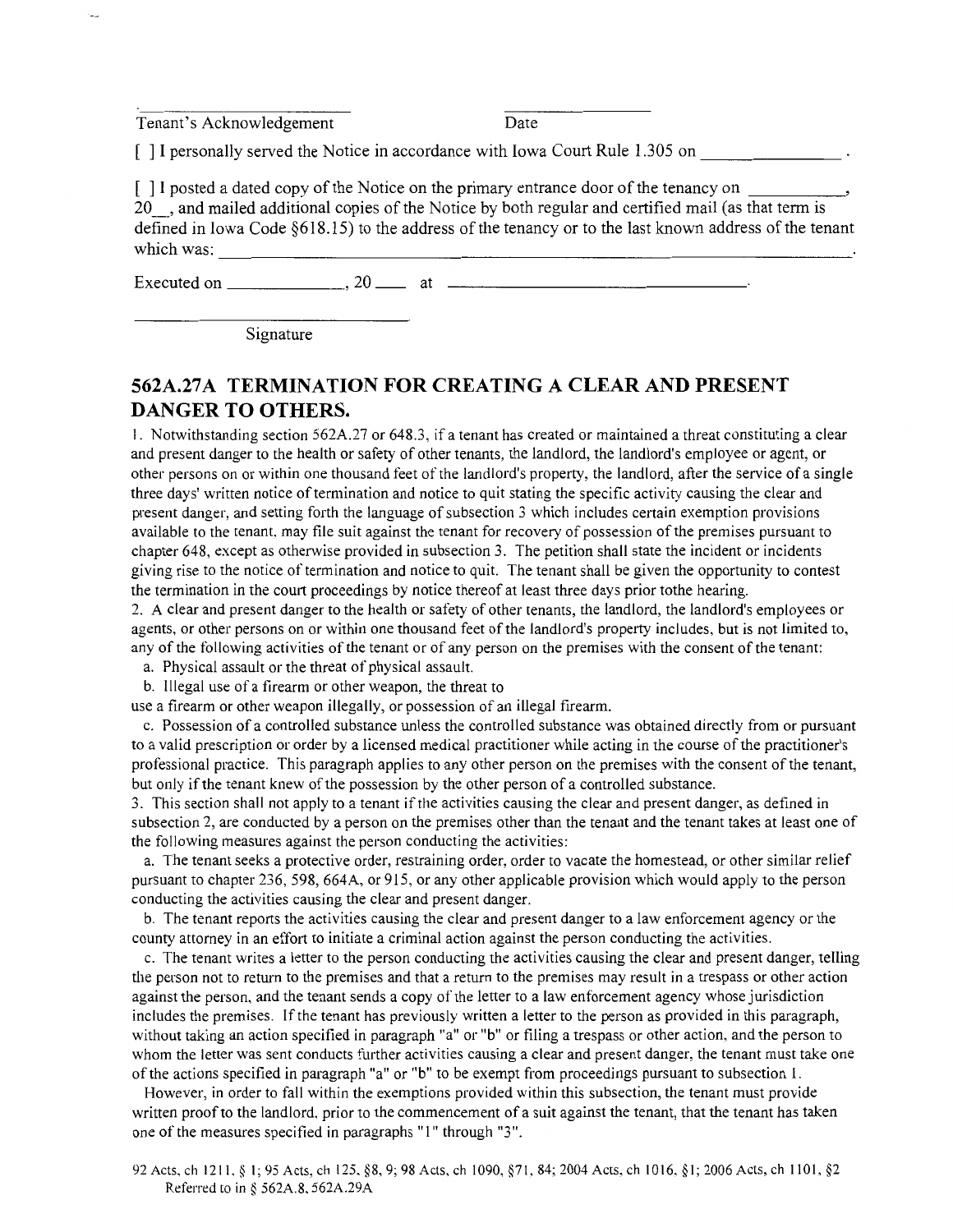\_\_\_\_\_\_\_\_\_\_\_\_\_\_\_\_\_\_\_\_\_\_\_\_ \_\_\_\_\_\_\_\_\_\_\_\_\_\_\_\_

Tenant's Acknowledgement Date

[ ] I personally served the Notice in accordance with Iowa Court Rule 1.305 on \_\_\_\_\_\_\_\_\_\_\_\_\_\_\_.

[ ] I posted a dated copy of the Notice on the primary entrance door of the tenancy on \_\_\_\_\_\_\_\_\_\_\_, 20\_\_, and mailed additional copies of the Notice by both regular and certified mail (as that term is defined in Iowa Code §618.15) to the address of the tenancy or to the last known address of the tenant which was: \_\_\_\_\_\_\_\_\_\_\_\_\_\_\_\_\_\_\_\_\_\_\_\_\_\_\_\_\_\_\_\_\_\_\_\_\_\_\_\_\_\_\_\_\_\_\_\_\_\_\_\_\_\_\_\_\_\_\_\_\_\_\_\_\_\_\_\_.

Executed on \_\_\_\_\_\_\_\_\_\_\_\_\_\_, 20\_\_\_\_ at \_\_\_\_\_\_\_\_\_\_\_\_\_\_\_\_\_\_\_\_\_\_\_\_\_\_\_\_\_\_\_\_\_\_\_.

\_\_\_\_\_\_\_\_\_\_\_\_\_\_\_\_\_\_\_\_\_\_\_\_\_\_\_\_\_\_\_\_

Signature

## 562A.27A TERMINATION FOR CREATING A CLEAR AND PRESENT DANGER TO OTHERS.

1. Notwithstanding section 562A.27 or 648.3, if a tenant has created or maintained a threat constituting a clear and present danger to the health or safety of other tenants, the landlord, the landlord's employee or agent, or other persons on or within one thousand feet of the landlord's property, the landlord, after the service of a single three days' written notice of termination and notice to quit stating the specific activity causing the clear and present danger, and setting forth the language of subsection 3 which includes certain exemption provisions available to the tenant, may file suit against the tenant for recovery of possession of the premises pursuant to chapter 648, except as otherwise provided in subsection 3. The petition shall state the incident or incidents giving rise to the notice of termination and notice to quit. The tenant shall be given the opportunity to contest the termination in the court proceedings by notice thereof at least three days prior tothe hearing.

2. A clear and present danger to the health or safety of other tenants, the landlord, the landlord's employees or agents, or other persons on or within one thousand feet of the landlord's property includes, but is not limited to, any of the following activities of the tenant or of any person on the premises with the consent of the tenant:

   a. Physical assault or the threat of physical assault.

   b. Illegal use of a firearm or other weapon, the threat to use a firearm or other weapon illegally, or possession of an illegal firearm.

   c. Possession of a controlled substance unless the controlled substance was obtained directly from or pursuant to a valid prescription or order by a licensed medical practitioner while acting in the course of the practitioner's professional practice. This paragraph applies to any other person on the premises with the consent of the tenant, but only if the tenant knew of the possession by the other person of a controlled substance.

3. This section shall not apply to a tenant if the activities causing the clear and present danger, as defined in subsection 2, are conducted by a person on the premises other than the tenant and the tenant takes at least one of the following measures against the person conducting the activities:

   a. The tenant seeks a protective order, restraining order, order to vacate the homestead, or other similar relief pursuant to chapter 236, 598, 664A, or 915, or any other applicable provision which would apply to the person conducting the activities causing the clear and present danger.

   b. The tenant reports the activities causing the clear and present danger to a law enforcement agency or the county attorney in an effort to initiate a criminal action against the person conducting the activities.

   c. The tenant writes a letter to the person conducting the activities causing the clear and present danger, telling the person not to return to the premises and that a return to the premises may result in a trespass or other action against the person, and the tenant sends a copy of the letter to a law enforcement agency whose jurisdiction includes the premises. If the tenant has previously written a letter to the person as provided in this paragraph, without taking an action specified in paragraph "a" or "b" or filing a trespass or other action, and the person to whom the letter was sent conducts further activities causing a clear and present danger, the tenant must take one of the actions specified in paragraph "a" or "b" to be exempt from proceedings pursuant to subsection 1.

   However, in order to fall within the exemptions provided within this subsection, the tenant must provide written proof to the landlord, prior to the commencement of a suit against the tenant, that the tenant has taken one of the measures specified in paragraphs "1" through "3".

92 Acts, ch 1211, § 1; 95 Acts, ch 125, §8, 9; 98 Acts, ch 1090, §71, 84; 2004 Acts, ch 1016, §1; 2006 Acts, ch 1101, §2
Referred to in § 562A.8, 562A.29A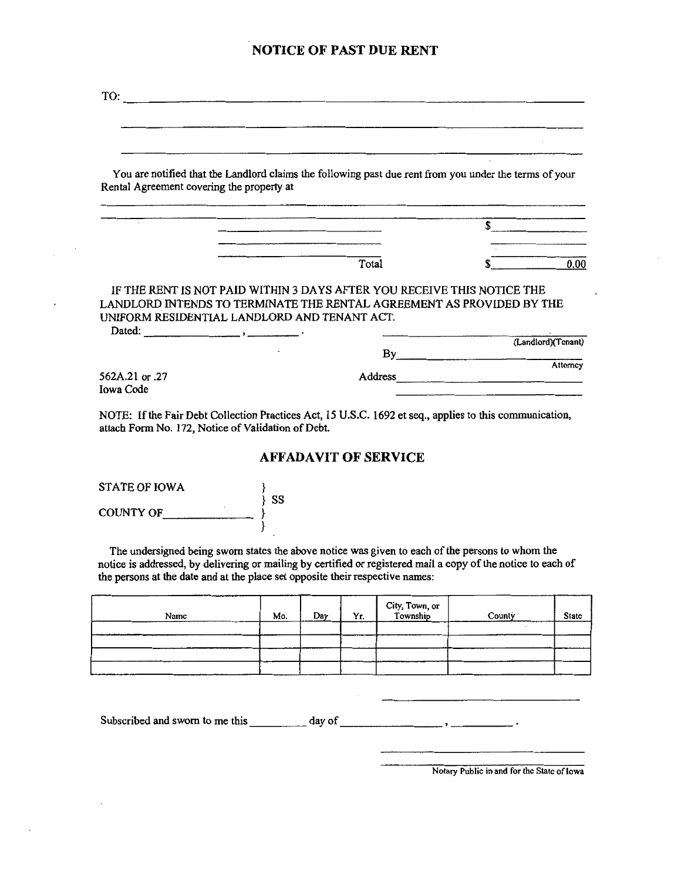# NOTICE OF PAST DUE RENT

TO: \_\_\_\_\_\_\_\_\_\_\_\_\_\_\_\_\_\_\_\_\_\_\_\_\_\_\_\_\_\_\_\_\_\_\_\_\_\_\_\_\_\_\_\_\_\_\_\_\_\_\_\_\_\_\_\_\_\_\_\_

\_\_\_\_\_\_\_\_\_\_\_\_\_\_\_\_\_\_\_\_\_\_\_\_\_\_\_\_\_\_\_\_\_\_\_\_\_\_\_\_\_\_\_\_\_\_\_\_\_\_\_\_\_\_\_\_\_\_\_\_

\_\_\_\_\_\_\_\_\_\_\_\_\_\_\_\_\_\_\_\_\_\_\_\_\_\_\_\_\_\_\_\_\_\_\_\_\_\_\_\_\_\_\_\_\_\_\_\_\_\_\_\_\_\_\_\_\_\_\_\_

You are notified that the Landlord claims the following past due rent from you under the terms of your Rental Agreement covering the property at

\_\_\_\_\_\_\_\_\_\_\_\_\_\_\_\_\_\_\_\_\_\_\_\_\_\_\_\_\_\_\_\_\_\_\_\_\_\_\_\_\_\_\_\_\_\_\_\_\_\_\_\_\_\_\_\_\_\_\_\_

\_\_\_\_\_\_\_\_\_\_\_\_\_\_\_\_\_\_\_\_\_\_\_\_\_\_\_\_\_\_ $\_\_\_\_\_\_\_\_\_\_\_\_

\_\_\_\_\_\_\_\_\_\_\_\_\_\_\_\_\_\_\_\_\_\_\_\_\_\_\_\_\_\_ \_\_\_\_\_\_\_\_\_\_\_\_

Total $\_\_\_\_\_\_\_\_\_\_\_\_ 0.00

IF THE RENT IS NOT PAID WITHIN 3 DAYS AFTER YOU RECEIVE THIS NOTICE THE LANDLORD INTENDS TO TERMINATE THE RENTAL AGREEMENT AS PROVIDED BY THE UNIFORM RESIDENTIAL LANDLORD AND TENANT ACT.

Dated: \_\_\_\_\_\_\_\_\_\_\_\_\_\_\_\_, \_\_\_\_\_\_\_\_.

\_\_\_\_\_\_\_\_\_\_\_\_\_\_\_\_\_\_\_\_\_\_\_\_\_\_\_\_\_\_
(Landlord)(Tenant)

By\_\_\_\_\_\_\_\_\_\_\_\_\_\_\_\_\_\_\_\_\_\_\_\_\_\_\_\_
Attorney

562A.21 or .27
Iowa Code

Address\_\_\_\_\_\_\_\_\_\_\_\_\_\_\_\_\_\_\_\_\_\_\_\_\_\_\_\_

\_\_\_\_\_\_\_\_\_\_\_\_\_\_\_\_\_\_\_\_\_\_\_\_\_\_\_\_

NOTE: If the Fair Debt Collection Practices Act, 15 U.S.C. 1692 et seq., applies to this communication, attach Form No. 172, Notice of Validation of Debt.

## AFFADAVIT OF SERVICE

STATE OF IOWA }
} SS
COUNTY OF\_\_\_\_\_\_\_\_\_\_\_\_ }

The undersigned being sworn states the above notice was given to each of the persons to whom the notice is addressed, by delivering or mailing by certified or registered mail a copy of the notice to each of the persons at the date and at the place set opposite their respective names:

| Name | Mo. | Day | Yr. | City, Town, or Township | County | State |
|---|---|---|---|---|---|---|
| | | | | | | |
| | | | | | | |
| | | | | | | |
| | | | | | | |

\_\_\_\_\_\_\_\_\_\_\_\_\_\_\_\_\_\_\_\_\_\_\_\_\_\_\_\_

Subscribed and sworn to me this \_\_\_\_\_\_\_\_ day of \_\_\_\_\_\_\_\_\_\_\_\_\_\_\_\_, \_\_\_\_\_\_\_\_.

\_\_\_\_\_\_\_\_\_\_\_\_\_\_\_\_\_\_\_\_\_\_\_\_\_\_\_\_
Notary Public in and for the State of Iowa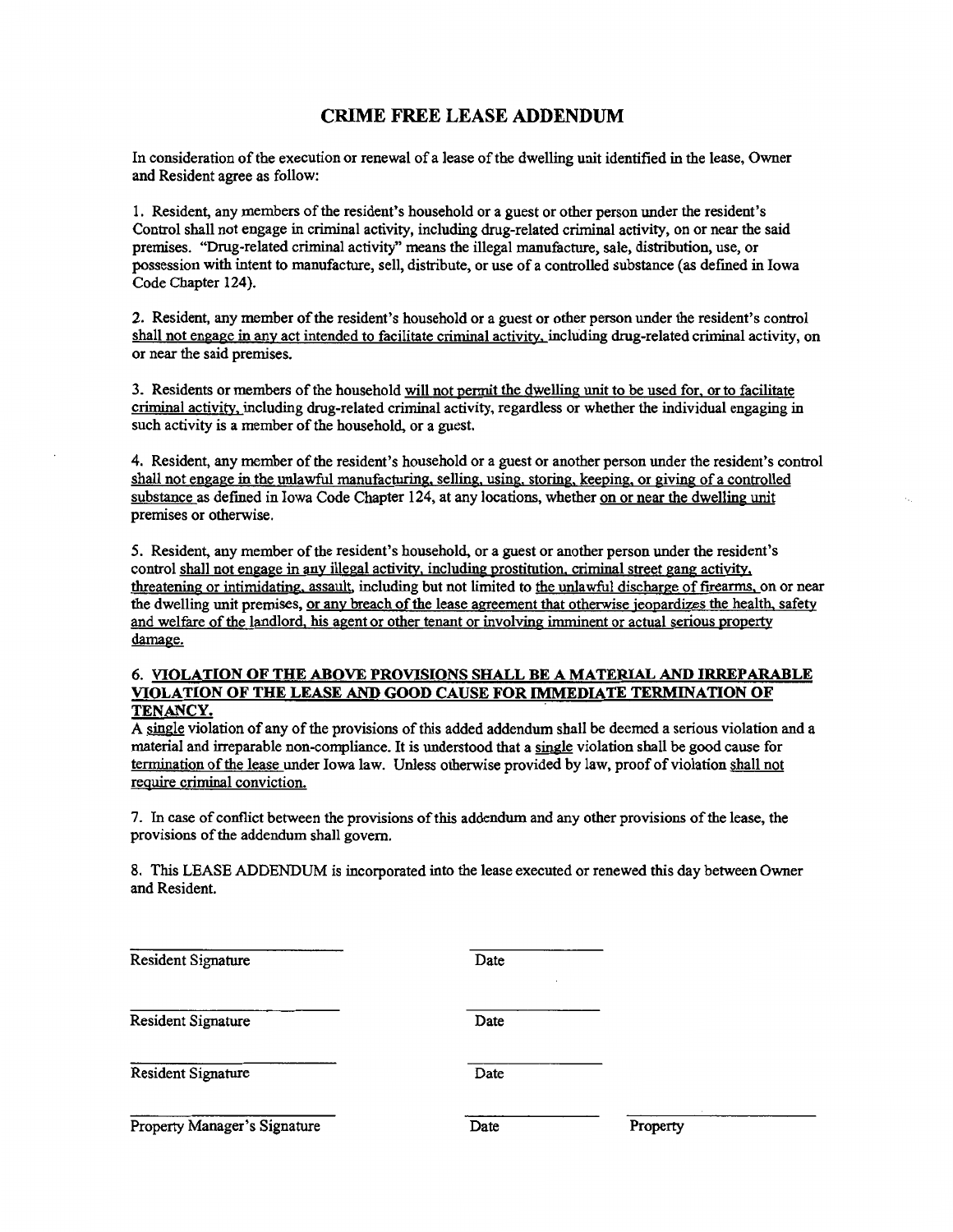# CRIME FREE LEASE ADDENDUM

In consideration of the execution or renewal of a lease of the dwelling unit identified in the lease, Owner and Resident agree as follow:

1. Resident, any members of the resident's household or a guest or other person under the resident's Control shall not engage in criminal activity, including drug-related criminal activity, on or near the said premises. "Drug-related criminal activity" means the illegal manufacture, sale, distribution, use, or possession with intent to manufacture, sell, distribute, or use of a controlled substance (as defined in Iowa Code Chapter 124).

2. Resident, any member of the resident's household or a guest or other person under the resident's control <u>shall not engage in any act intended to facilitate criminal activity,</u> including drug-related criminal activity, on or near the said premises.

3. Residents or members of the household <u>will not permit the dwelling unit to be used for, or to facilitate criminal activity,</u> including drug-related criminal activity, regardless or whether the individual engaging in such activity is a member of the household, or a guest.

4. Resident, any member of the resident's household or a guest or another person under the resident's control <u>shall not engage in the unlawful manufacturing, selling, using, storing, keeping, or giving of a controlled substance</u> as defined in Iowa Code Chapter 124, at any locations, whether <u>on or near the dwelling unit</u> premises or otherwise.

5. Resident, any member of the resident's household, or a guest or another person under the resident's control <u>shall not engage in any illegal activity, including prostitution, criminal street gang activity, threatening or intimidating, assault,</u> including but not limited to <u>the unlawful discharge of firearms,</u> on or near the dwelling unit premises, <u>or any breach of the lease agreement that otherwise jeopardizes the health, safety and welfare of the landlord, his agent or other tenant or involving imminent or actual serious property damage.</u>

6. **<u>VIOLATION OF THE ABOVE PROVISIONS SHALL BE A MATERIAL AND IRREPARABLE VIOLATION OF THE LEASE AND GOOD CAUSE FOR IMMEDIATE TERMINATION OF TENANCY.</u>**

A <u>single</u> violation of any of the provisions of this added addendum shall be deemed a serious violation and a material and irreparable non-compliance. It is understood that a <u>single</u> violation shall be good cause for <u>termination of the lease</u> under Iowa law. Unless otherwise provided by law, proof of violation <u>shall not require criminal conviction.</u>

7. In case of conflict between the provisions of this addendum and any other provisions of the lease, the provisions of the addendum shall govern.

8. This LEASE ADDENDUM is incorporated into the lease executed or renewed this day between Owner and Resident.

\_\_\_\_\_\_\_\_\_\_\_\_\_\_\_\_\_\_\_\_\_\_\_\_ \_\_\_\_\_\_\_\_\_\_\_\_\_\_
Resident Signature Date

\_\_\_\_\_\_\_\_\_\_\_\_\_\_\_\_\_\_\_\_\_\_\_\_ \_\_\_\_\_\_\_\_\_\_\_\_\_\_
Resident Signature Date

\_\_\_\_\_\_\_\_\_\_\_\_\_\_\_\_\_\_\_\_\_\_\_\_ \_\_\_\_\_\_\_\_\_\_\_\_\_\_
Resident Signature Date

\_\_\_\_\_\_\_\_\_\_\_\_\_\_\_\_\_\_\_\_\_\_\_\_ \_\_\_\_\_\_\_\_\_\_\_\_\_\_ \_\_\_\_\_\_\_\_\_\_\_\_\_\_
Property Manager's Signature Date Property